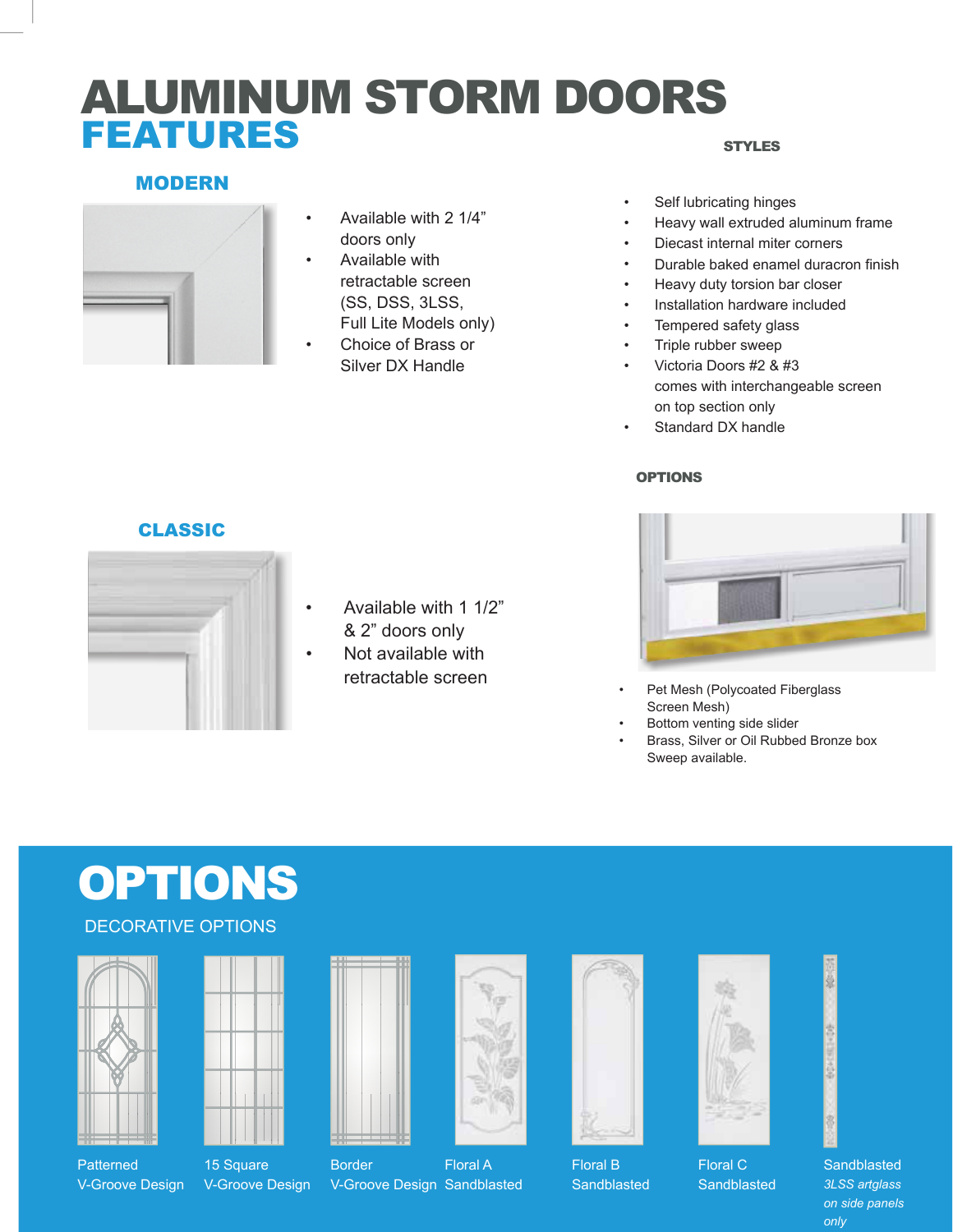# ALUMINUM STORM DOORS
## FEATURES

### MODERN

- Available with 2 1/4" doors only
- Available with retractable screen (SS, DSS, 3LSS, Full Lite Models only)
- Choice of Brass or Silver DX Handle

### CLASSIC

- Available with 1 1/2" & 2" doors only
- Not available with retractable screen

### STYLES

- Self lubricating hinges
- Heavy wall extruded aluminum frame
- Diecast internal miter corners
- Durable baked enamel duracron finish
- Heavy duty torsion bar closer
- Installation hardware included
- Tempered safety glass
- Triple rubber sweep
- Victoria Doors #2 & #3 comes with interchangeable screen on top section only
- Standard DX handle

### OPTIONS

- Pet Mesh (Polycoated Fiberglass Screen Mesh)
- Bottom venting side slider
- Brass, Silver or Oil Rubbed Bronze box Sweep available.

# OPTIONS

DECORATIVE OPTIONS

- Patterned V-Groove Design
- 15 Square V-Groove Design
- Border V-Groove Design
- Floral A Sandblasted
- Floral B Sandblasted
- Floral C Sandblasted
- Sandblasted *3LSS artglass on side panels only*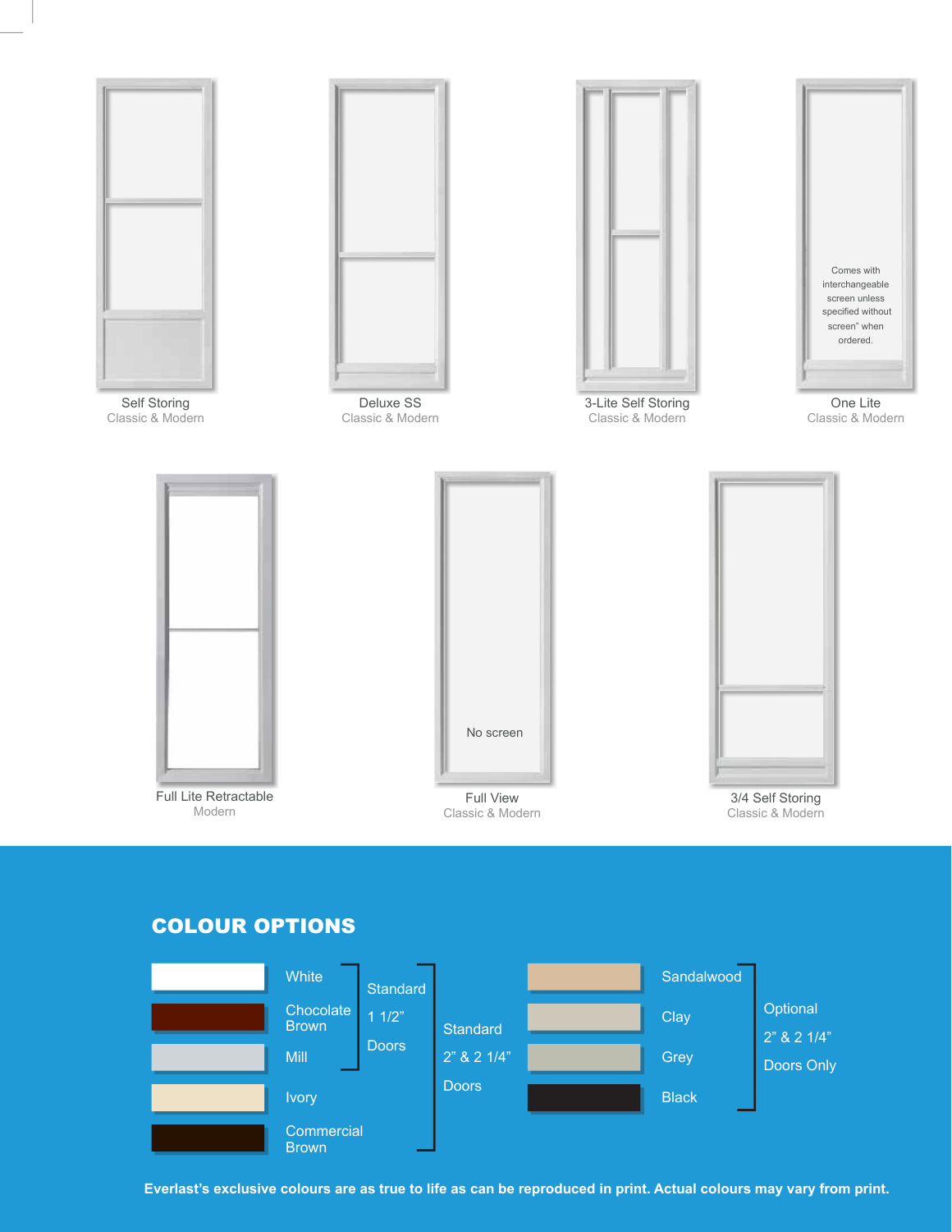Self Storing
Classic & Modern

Deluxe SS
Classic & Modern

3-Lite Self Storing
Classic & Modern

Comes with interchangeable screen unless specified without screen" when ordered.

One Lite
Classic & Modern

Full Lite Retractable
Modern

No screen

Full View
Classic & Modern

3/4 Self Storing
Classic & Modern

## COLOUR OPTIONS

| Colour | Availability |
| --- | --- |
| White | Standard 1 1/2" Doors; Standard 2" & 2 1/4" Doors |
| Chocolate Brown | Standard 1 1/2" Doors; Standard 2" & 2 1/4" Doors |
| Mill | Standard 1 1/2" Doors; Standard 2" & 2 1/4" Doors |
| Ivory | Standard 2" & 2 1/4" Doors |
| Commercial Brown | Standard 2" & 2 1/4" Doors |
| Sandalwood | Optional 2" & 2 1/4" Doors Only |
| Clay | Optional 2" & 2 1/4" Doors Only |
| Grey | Optional 2" & 2 1/4" Doors Only |
| Black | Optional 2" & 2 1/4" Doors Only |

**Everlast's exclusive colours are as true to life as can be reproduced in print. Actual colours may vary from print.**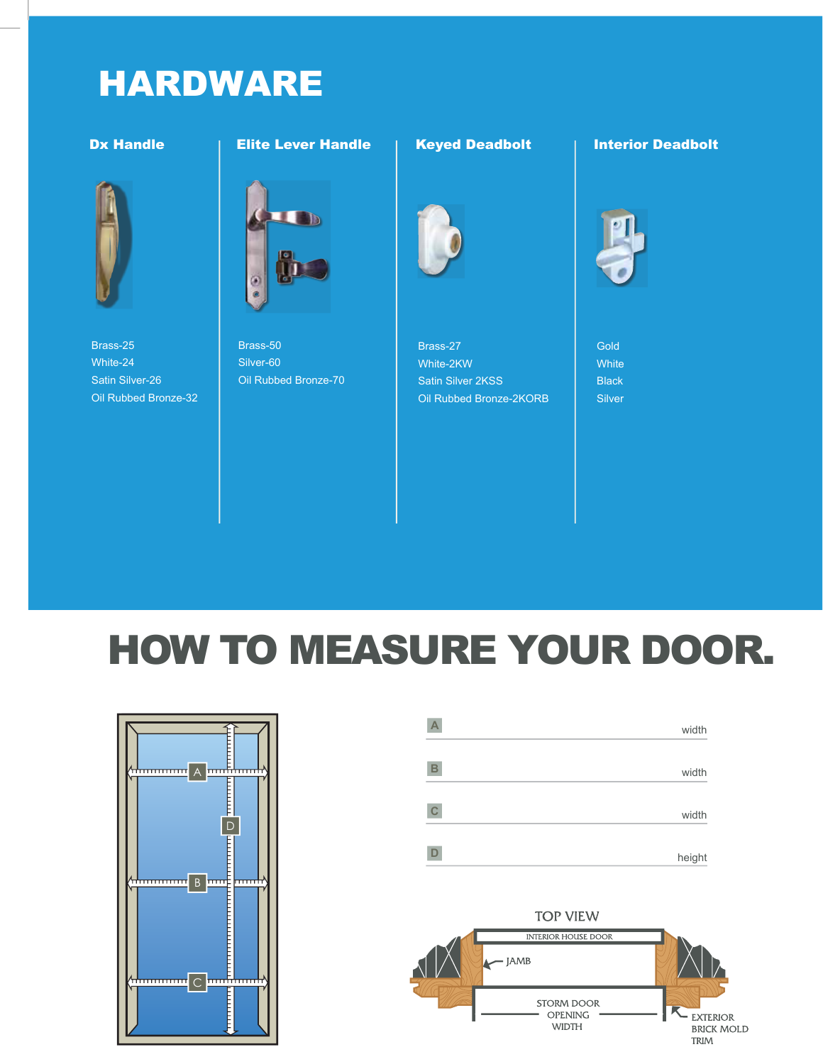# HARDWARE

### Dx Handle

Brass-25
White-24
Satin Silver-26
Oil Rubbed Bronze-32

### Elite Lever Handle

Brass-50
Silver-60
Oil Rubbed Bronze-70

### Keyed Deadbolt

Brass-27
White-2KW
Satin Silver 2KSS
Oil Rubbed Bronze-2KORB

### Interior Deadbolt

Gold
White
Black
Silver

# HOW TO MEASURE YOUR DOOR.

A
B
D
C

A ____________________ width

B ____________________ width

C ____________________ width

D ____________________ height

TOP VIEW

INTERIOR HOUSE DOOR

JAMB

STORM DOOR OPENING WIDTH

EXTERIOR BRICK MOLD TRIM